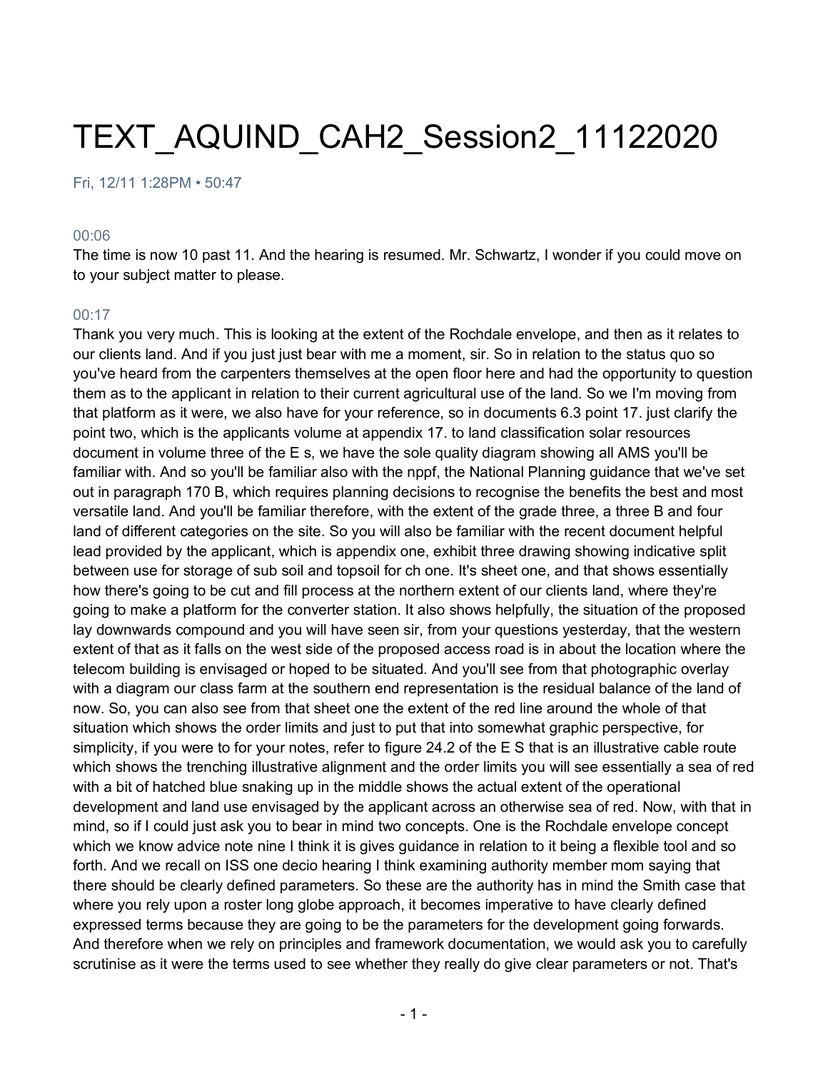# TEXT_AQUIND_CAH2_Session2_11122020

Fri, 12/11 1:28PM • 50:47

00:06

The time is now 10 past 11. And the hearing is resumed. Mr. Schwartz, I wonder if you could move on to your subject matter to please.

00:17

Thank you very much. This is looking at the extent of the Rochdale envelope, and then as it relates to our clients land. And if you just just bear with me a moment, sir. So in relation to the status quo so you've heard from the carpenters themselves at the open floor here and had the opportunity to question them as to the applicant in relation to their current agricultural use of the land. So we I'm moving from that platform as it were, we also have for your reference, so in documents 6.3 point 17. just clarify the point two, which is the applicants volume at appendix 17. to land classification solar resources document in volume three of the E s, we have the sole quality diagram showing all AMS you'll be familiar with. And so you'll be familiar also with the nppf, the National Planning guidance that we've set out in paragraph 170 B, which requires planning decisions to recognise the benefits the best and most versatile land. And you'll be familiar therefore, with the extent of the grade three, a three B and four land of different categories on the site. So you will also be familiar with the recent document helpful lead provided by the applicant, which is appendix one, exhibit three drawing showing indicative split between use for storage of sub soil and topsoil for ch one. It's sheet one, and that shows essentially how there's going to be cut and fill process at the northern extent of our clients land, where they're going to make a platform for the converter station. It also shows helpfully, the situation of the proposed lay downwards compound and you will have seen sir, from your questions yesterday, that the western extent of that as it falls on the west side of the proposed access road is in about the location where the telecom building is envisaged or hoped to be situated. And you'll see from that photographic overlay with a diagram our class farm at the southern end representation is the residual balance of the land of now. So, you can also see from that sheet one the extent of the red line around the whole of that situation which shows the order limits and just to put that into somewhat graphic perspective, for simplicity, if you were to for your notes, refer to figure 24.2 of the E S that is an illustrative cable route which shows the trenching illustrative alignment and the order limits you will see essentially a sea of red with a bit of hatched blue snaking up in the middle shows the actual extent of the operational development and land use envisaged by the applicant across an otherwise sea of red. Now, with that in mind, so if I could just ask you to bear in mind two concepts. One is the Rochdale envelope concept which we know advice note nine I think it is gives guidance in relation to it being a flexible tool and so forth. And we recall on ISS one decio hearing I think examining authority member mom saying that there should be clearly defined parameters. So these are the authority has in mind the Smith case that where you rely upon a roster long globe approach, it becomes imperative to have clearly defined expressed terms because they are going to be the parameters for the development going forwards. And therefore when we rely on principles and framework documentation, we would ask you to carefully scrutinise as it were the terms used to see whether they really do give clear parameters or not. That's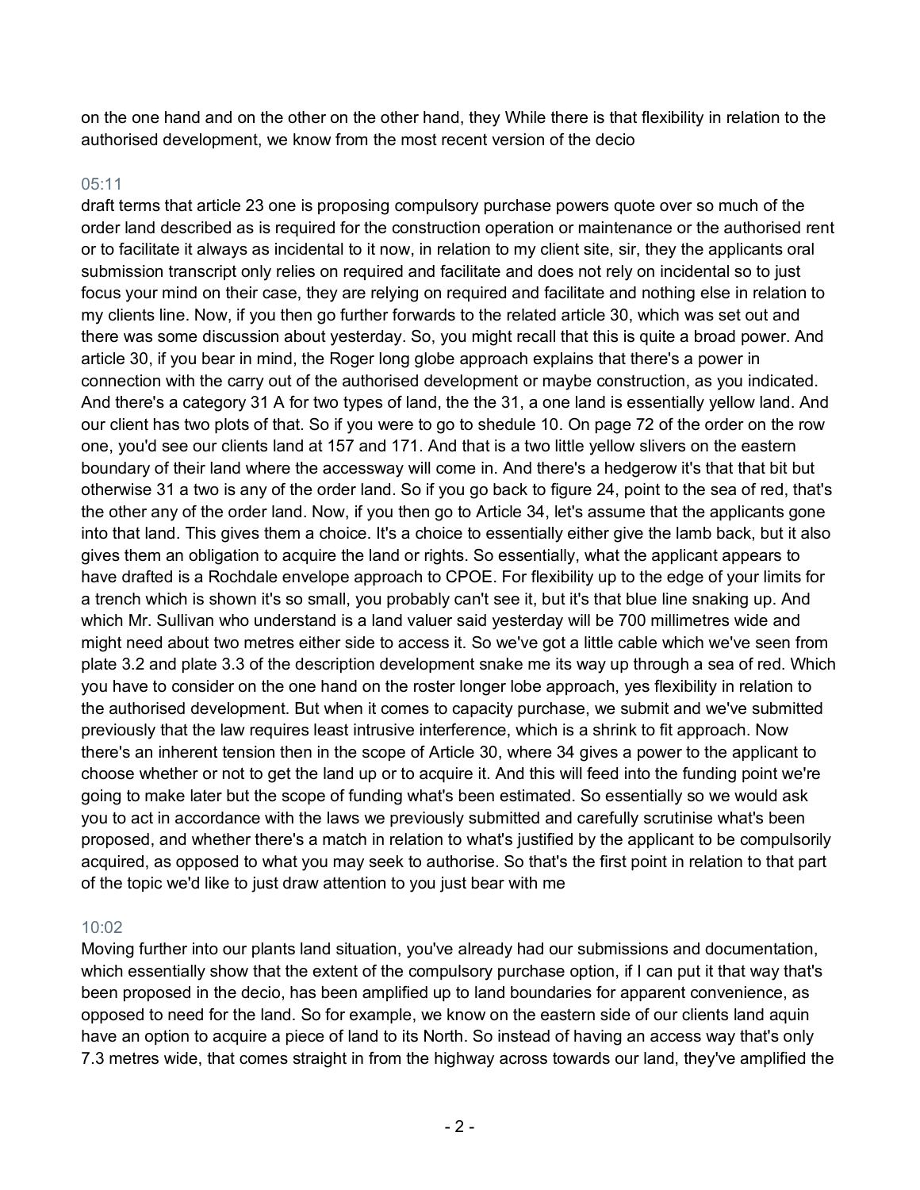on the one hand and on the other on the other hand, they While there is that flexibility in relation to the authorised development, we know from the most recent version of the decio

05:11

draft terms that article 23 one is proposing compulsory purchase powers quote over so much of the order land described as is required for the construction operation or maintenance or the authorised rent or to facilitate it always as incidental to it now, in relation to my client site, sir, they the applicants oral submission transcript only relies on required and facilitate and does not rely on incidental so to just focus your mind on their case, they are relying on required and facilitate and nothing else in relation to my clients line. Now, if you then go further forwards to the related article 30, which was set out and there was some discussion about yesterday. So, you might recall that this is quite a broad power. And article 30, if you bear in mind, the Roger long globe approach explains that there's a power in connection with the carry out of the authorised development or maybe construction, as you indicated. And there's a category 31 A for two types of land, the the 31, a one land is essentially yellow land. And our client has two plots of that. So if you were to go to shedule 10. On page 72 of the order on the row one, you'd see our clients land at 157 and 171. And that is a two little yellow slivers on the eastern boundary of their land where the accessway will come in. And there's a hedgerow it's that that bit but otherwise 31 a two is any of the order land. So if you go back to figure 24, point to the sea of red, that's the other any of the order land. Now, if you then go to Article 34, let's assume that the applicants gone into that land. This gives them a choice. It's a choice to essentially either give the lamb back, but it also gives them an obligation to acquire the land or rights. So essentially, what the applicant appears to have drafted is a Rochdale envelope approach to CPOE. For flexibility up to the edge of your limits for a trench which is shown it's so small, you probably can't see it, but it's that blue line snaking up. And which Mr. Sullivan who understand is a land valuer said yesterday will be 700 millimetres wide and might need about two metres either side to access it. So we've got a little cable which we've seen from plate 3.2 and plate 3.3 of the description development snake me its way up through a sea of red. Which you have to consider on the one hand on the roster longer lobe approach, yes flexibility in relation to the authorised development. But when it comes to capacity purchase, we submit and we've submitted previously that the law requires least intrusive interference, which is a shrink to fit approach. Now there's an inherent tension then in the scope of Article 30, where 34 gives a power to the applicant to choose whether or not to get the land up or to acquire it. And this will feed into the funding point we're going to make later but the scope of funding what's been estimated. So essentially so we would ask you to act in accordance with the laws we previously submitted and carefully scrutinise what's been proposed, and whether there's a match in relation to what's justified by the applicant to be compulsorily acquired, as opposed to what you may seek to authorise. So that's the first point in relation to that part of the topic we'd like to just draw attention to you just bear with me

10:02

Moving further into our plants land situation, you've already had our submissions and documentation, which essentially show that the extent of the compulsory purchase option, if I can put it that way that's been proposed in the decio, has been amplified up to land boundaries for apparent convenience, as opposed to need for the land. So for example, we know on the eastern side of our clients land aquin have an option to acquire a piece of land to its North. So instead of having an access way that's only 7.3 metres wide, that comes straight in from the highway across towards our land, they've amplified the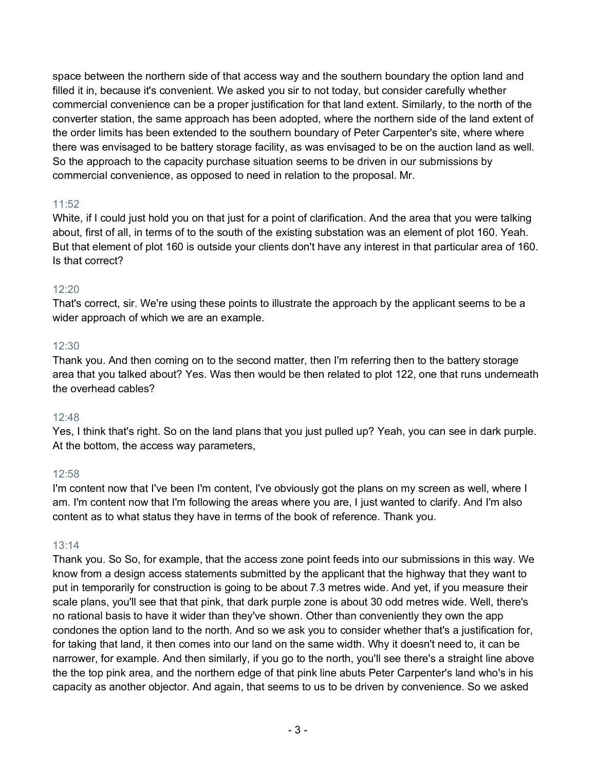space between the northern side of that access way and the southern boundary the option land and filled it in, because it's convenient. We asked you sir to not today, but consider carefully whether commercial convenience can be a proper justification for that land extent. Similarly, to the north of the converter station, the same approach has been adopted, where the northern side of the land extent of the order limits has been extended to the southern boundary of Peter Carpenter's site, where where there was envisaged to be battery storage facility, as was envisaged to be on the auction land as well. So the approach to the capacity purchase situation seems to be driven in our submissions by commercial convenience, as opposed to need in relation to the proposal. Mr.

11:52
White, if I could just hold you on that just for a point of clarification. And the area that you were talking about, first of all, in terms of to the south of the existing substation was an element of plot 160. Yeah. But that element of plot 160 is outside your clients don't have any interest in that particular area of 160. Is that correct?

12:20
That's correct, sir. We're using these points to illustrate the approach by the applicant seems to be a wider approach of which we are an example.

12:30
Thank you. And then coming on to the second matter, then I'm referring then to the battery storage area that you talked about? Yes. Was then would be then related to plot 122, one that runs underneath the overhead cables?

12:48
Yes, I think that's right. So on the land plans that you just pulled up? Yeah, you can see in dark purple. At the bottom, the access way parameters,

12:58
I'm content now that I've been I'm content, I've obviously got the plans on my screen as well, where I am. I'm content now that I'm following the areas where you are, I just wanted to clarify. And I'm also content as to what status they have in terms of the book of reference. Thank you.

13:14
Thank you. So So, for example, that the access zone point feeds into our submissions in this way. We know from a design access statements submitted by the applicant that the highway that they want to put in temporarily for construction is going to be about 7.3 metres wide. And yet, if you measure their scale plans, you'll see that that pink, that dark purple zone is about 30 odd metres wide. Well, there's no rational basis to have it wider than they've shown. Other than conveniently they own the app condones the option land to the north. And so we ask you to consider whether that's a justification for, for taking that land, it then comes into our land on the same width. Why it doesn't need to, it can be narrower, for example. And then similarly, if you go to the north, you'll see there's a straight line above the the top pink area, and the northern edge of that pink line abuts Peter Carpenter's land who's in his capacity as another objector. And again, that seems to us to be driven by convenience. So we asked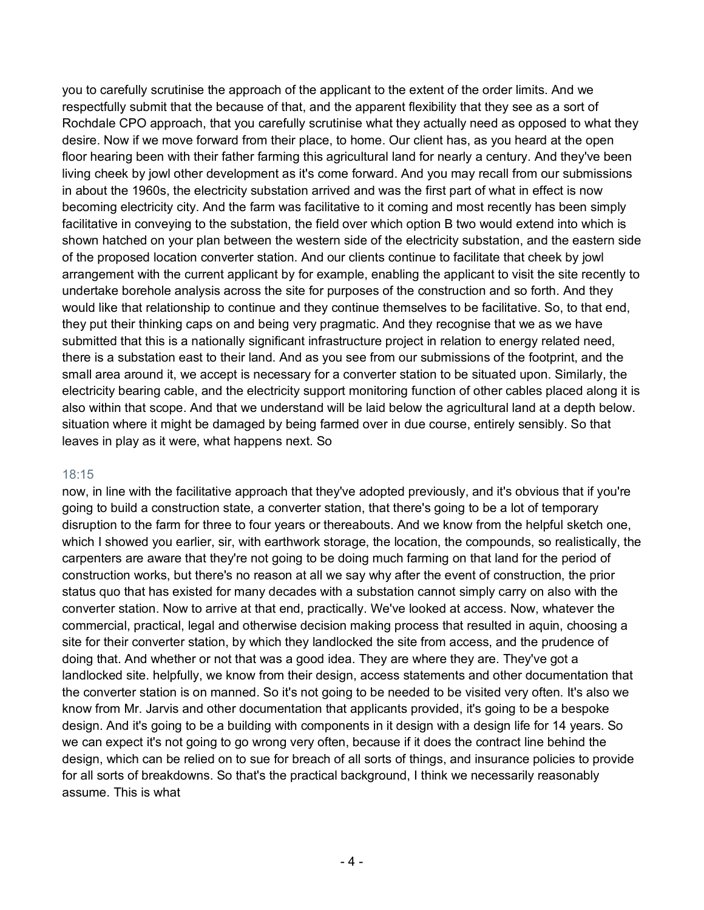you to carefully scrutinise the approach of the applicant to the extent of the order limits. And we respectfully submit that the because of that, and the apparent flexibility that they see as a sort of Rochdale CPO approach, that you carefully scrutinise what they actually need as opposed to what they desire. Now if we move forward from their place, to home. Our client has, as you heard at the open floor hearing been with their father farming this agricultural land for nearly a century. And they've been living cheek by jowl other development as it's come forward. And you may recall from our submissions in about the 1960s, the electricity substation arrived and was the first part of what in effect is now becoming electricity city. And the farm was facilitative to it coming and most recently has been simply facilitative in conveying to the substation, the field over which option B two would extend into which is shown hatched on your plan between the western side of the electricity substation, and the eastern side of the proposed location converter station. And our clients continue to facilitate that cheek by jowl arrangement with the current applicant by for example, enabling the applicant to visit the site recently to undertake borehole analysis across the site for purposes of the construction and so forth. And they would like that relationship to continue and they continue themselves to be facilitative. So, to that end, they put their thinking caps on and being very pragmatic. And they recognise that we as we have submitted that this is a nationally significant infrastructure project in relation to energy related need, there is a substation east to their land. And as you see from our submissions of the footprint, and the small area around it, we accept is necessary for a converter station to be situated upon. Similarly, the electricity bearing cable, and the electricity support monitoring function of other cables placed along it is also within that scope. And that we understand will be laid below the agricultural land at a depth below. situation where it might be damaged by being farmed over in due course, entirely sensibly. So that leaves in play as it were, what happens next. So

18:15

now, in line with the facilitative approach that they've adopted previously, and it's obvious that if you're going to build a construction state, a converter station, that there's going to be a lot of temporary disruption to the farm for three to four years or thereabouts. And we know from the helpful sketch one, which I showed you earlier, sir, with earthwork storage, the location, the compounds, so realistically, the carpenters are aware that they're not going to be doing much farming on that land for the period of construction works, but there's no reason at all we say why after the event of construction, the prior status quo that has existed for many decades with a substation cannot simply carry on also with the converter station. Now to arrive at that end, practically. We've looked at access. Now, whatever the commercial, practical, legal and otherwise decision making process that resulted in aquin, choosing a site for their converter station, by which they landlocked the site from access, and the prudence of doing that. And whether or not that was a good idea. They are where they are. They've got a landlocked site. helpfully, we know from their design, access statements and other documentation that the converter station is on manned. So it's not going to be needed to be visited very often. It's also we know from Mr. Jarvis and other documentation that applicants provided, it's going to be a bespoke design. And it's going to be a building with components in it design with a design life for 14 years. So we can expect it's not going to go wrong very often, because if it does the contract line behind the design, which can be relied on to sue for breach of all sorts of things, and insurance policies to provide for all sorts of breakdowns. So that's the practical background, I think we necessarily reasonably assume. This is what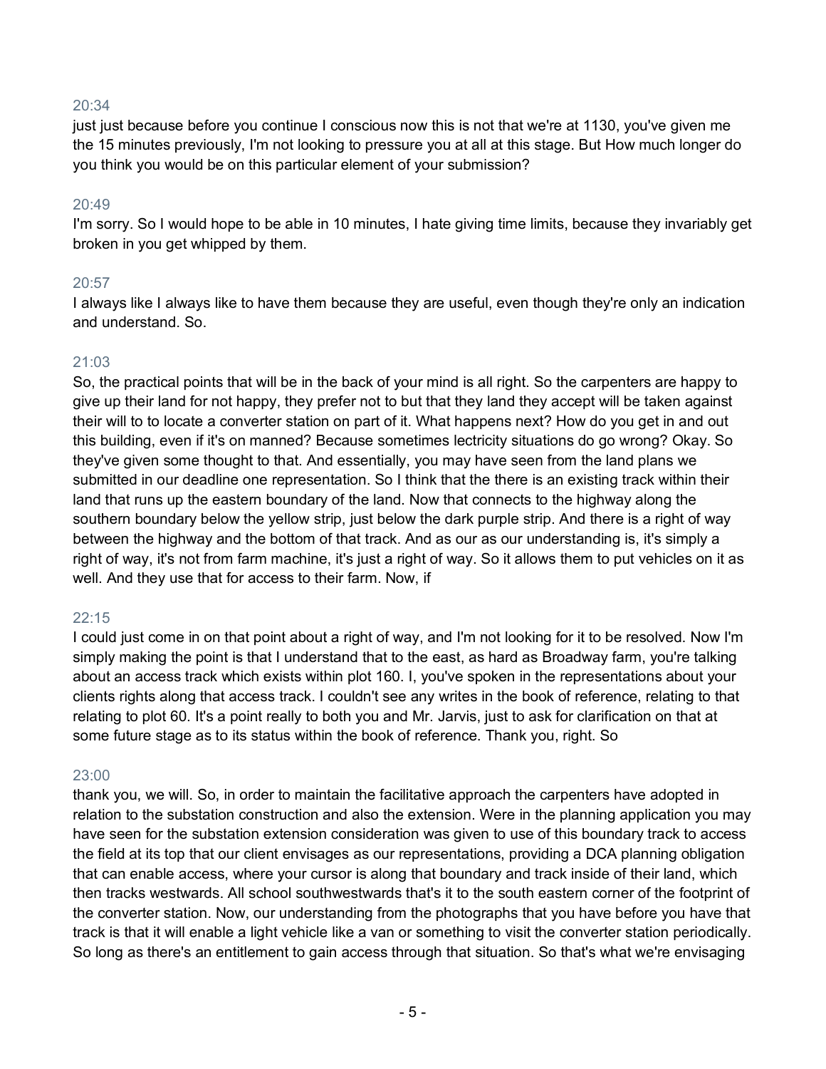20:34

just just because before you continue I conscious now this is not that we're at 1130, you've given me the 15 minutes previously, I'm not looking to pressure you at all at this stage. But How much longer do you think you would be on this particular element of your submission?

20:49

I'm sorry. So I would hope to be able in 10 minutes, I hate giving time limits, because they invariably get broken in you get whipped by them.

20:57

I always like I always like to have them because they are useful, even though they're only an indication and understand. So.

21:03

So, the practical points that will be in the back of your mind is all right. So the carpenters are happy to give up their land for not happy, they prefer not to but that they land they accept will be taken against their will to to locate a converter station on part of it. What happens next? How do you get in and out this building, even if it's on manned? Because sometimes lectricity situations do go wrong? Okay. So they've given some thought to that. And essentially, you may have seen from the land plans we submitted in our deadline one representation. So I think that the there is an existing track within their land that runs up the eastern boundary of the land. Now that connects to the highway along the southern boundary below the yellow strip, just below the dark purple strip. And there is a right of way between the highway and the bottom of that track. And as our as our understanding is, it's simply a right of way, it's not from farm machine, it's just a right of way. So it allows them to put vehicles on it as well. And they use that for access to their farm. Now, if

22:15

I could just come in on that point about a right of way, and I'm not looking for it to be resolved. Now I'm simply making the point is that I understand that to the east, as hard as Broadway farm, you're talking about an access track which exists within plot 160. I, you've spoken in the representations about your clients rights along that access track. I couldn't see any writes in the book of reference, relating to that relating to plot 60. It's a point really to both you and Mr. Jarvis, just to ask for clarification on that at some future stage as to its status within the book of reference. Thank you, right. So

23:00

thank you, we will. So, in order to maintain the facilitative approach the carpenters have adopted in relation to the substation construction and also the extension. Were in the planning application you may have seen for the substation extension consideration was given to use of this boundary track to access the field at its top that our client envisages as our representations, providing a DCA planning obligation that can enable access, where your cursor is along that boundary and track inside of their land, which then tracks westwards. All school southwestwards that's it to the south eastern corner of the footprint of the converter station. Now, our understanding from the photographs that you have before you have that track is that it will enable a light vehicle like a van or something to visit the converter station periodically. So long as there's an entitlement to gain access through that situation. So that's what we're envisaging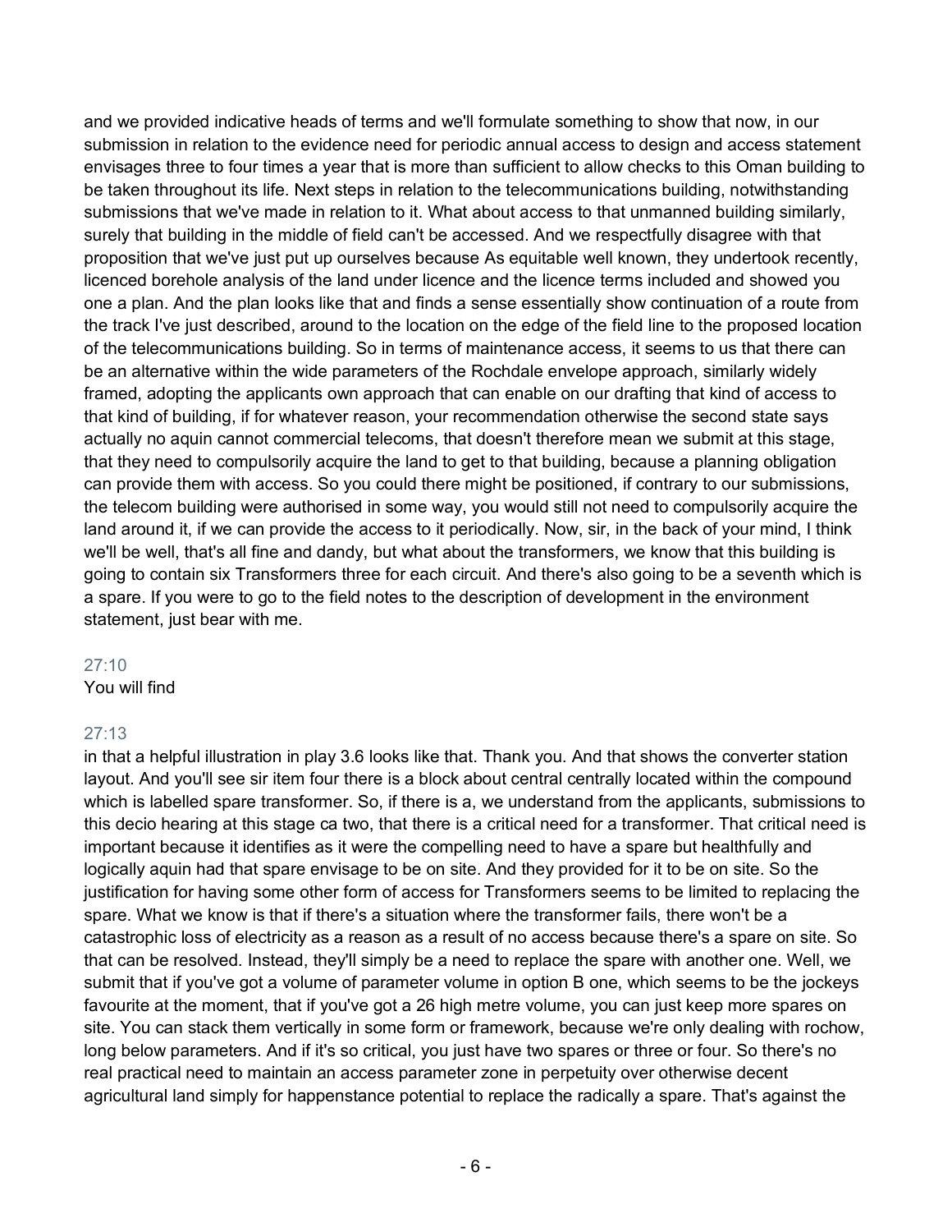and we provided indicative heads of terms and we'll formulate something to show that now, in our submission in relation to the evidence need for periodic annual access to design and access statement envisages three to four times a year that is more than sufficient to allow checks to this Oman building to be taken throughout its life. Next steps in relation to the telecommunications building, notwithstanding submissions that we've made in relation to it. What about access to that unmanned building similarly, surely that building in the middle of field can't be accessed. And we respectfully disagree with that proposition that we've just put up ourselves because As equitable well known, they undertook recently, licenced borehole analysis of the land under licence and the licence terms included and showed you one a plan. And the plan looks like that and finds a sense essentially show continuation of a route from the track I've just described, around to the location on the edge of the field line to the proposed location of the telecommunications building. So in terms of maintenance access, it seems to us that there can be an alternative within the wide parameters of the Rochdale envelope approach, similarly widely framed, adopting the applicants own approach that can enable on our drafting that kind of access to that kind of building, if for whatever reason, your recommendation otherwise the second state says actually no aquin cannot commercial telecoms, that doesn't therefore mean we submit at this stage, that they need to compulsorily acquire the land to get to that building, because a planning obligation can provide them with access. So you could there might be positioned, if contrary to our submissions, the telecom building were authorised in some way, you would still not need to compulsorily acquire the land around it, if we can provide the access to it periodically. Now, sir, in the back of your mind, I think we'll be well, that's all fine and dandy, but what about the transformers, we know that this building is going to contain six Transformers three for each circuit. And there's also going to be a seventh which is a spare. If you were to go to the field notes to the description of development in the environment statement, just bear with me.

27:10
You will find

27:13
in that a helpful illustration in play 3.6 looks like that. Thank you. And that shows the converter station layout. And you'll see sir item four there is a block about central centrally located within the compound which is labelled spare transformer. So, if there is a, we understand from the applicants, submissions to this decio hearing at this stage ca two, that there is a critical need for a transformer. That critical need is important because it identifies as it were the compelling need to have a spare but healthfully and logically aquin had that spare envisage to be on site. And they provided for it to be on site. So the justification for having some other form of access for Transformers seems to be limited to replacing the spare. What we know is that if there's a situation where the transformer fails, there won't be a catastrophic loss of electricity as a reason as a result of no access because there's a spare on site. So that can be resolved. Instead, they'll simply be a need to replace the spare with another one. Well, we submit that if you've got a volume of parameter volume in option B one, which seems to be the jockeys favourite at the moment, that if you've got a 26 high metre volume, you can just keep more spares on site. You can stack them vertically in some form or framework, because we're only dealing with rochow, long below parameters. And if it's so critical, you just have two spares or three or four. So there's no real practical need to maintain an access parameter zone in perpetuity over otherwise decent agricultural land simply for happenstance potential to replace the radically a spare. That's against the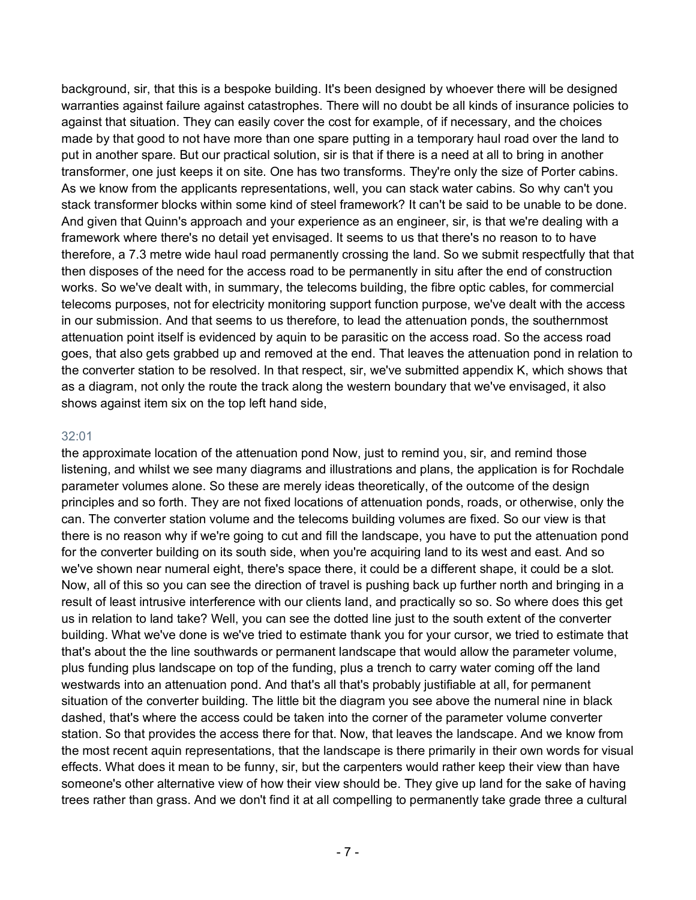background, sir, that this is a bespoke building. It's been designed by whoever there will be designed warranties against failure against catastrophes. There will no doubt be all kinds of insurance policies to against that situation. They can easily cover the cost for example, of if necessary, and the choices made by that good to not have more than one spare putting in a temporary haul road over the land to put in another spare. But our practical solution, sir is that if there is a need at all to bring in another transformer, one just keeps it on site. One has two transforms. They're only the size of Porter cabins. As we know from the applicants representations, well, you can stack water cabins. So why can't you stack transformer blocks within some kind of steel framework? It can't be said to be unable to be done. And given that Quinn's approach and your experience as an engineer, sir, is that we're dealing with a framework where there's no detail yet envisaged. It seems to us that there's no reason to to have therefore, a 7.3 metre wide haul road permanently crossing the land. So we submit respectfully that that then disposes of the need for the access road to be permanently in situ after the end of construction works. So we've dealt with, in summary, the telecoms building, the fibre optic cables, for commercial telecoms purposes, not for electricity monitoring support function purpose, we've dealt with the access in our submission. And that seems to us therefore, to lead the attenuation ponds, the southernmost attenuation point itself is evidenced by aquin to be parasitic on the access road. So the access road goes, that also gets grabbed up and removed at the end. That leaves the attenuation pond in relation to the converter station to be resolved. In that respect, sir, we've submitted appendix K, which shows that as a diagram, not only the route the track along the western boundary that we've envisaged, it also shows against item six on the top left hand side,

32:01

the approximate location of the attenuation pond Now, just to remind you, sir, and remind those listening, and whilst we see many diagrams and illustrations and plans, the application is for Rochdale parameter volumes alone. So these are merely ideas theoretically, of the outcome of the design principles and so forth. They are not fixed locations of attenuation ponds, roads, or otherwise, only the can. The converter station volume and the telecoms building volumes are fixed. So our view is that there is no reason why if we're going to cut and fill the landscape, you have to put the attenuation pond for the converter building on its south side, when you're acquiring land to its west and east. And so we've shown near numeral eight, there's space there, it could be a different shape, it could be a slot. Now, all of this so you can see the direction of travel is pushing back up further north and bringing in a result of least intrusive interference with our clients land, and practically so so. So where does this get us in relation to land take? Well, you can see the dotted line just to the south extent of the converter building. What we've done is we've tried to estimate thank you for your cursor, we tried to estimate that that's about the the line southwards or permanent landscape that would allow the parameter volume, plus funding plus landscape on top of the funding, plus a trench to carry water coming off the land westwards into an attenuation pond. And that's all that's probably justifiable at all, for permanent situation of the converter building. The little bit the diagram you see above the numeral nine in black dashed, that's where the access could be taken into the corner of the parameter volume converter station. So that provides the access there for that. Now, that leaves the landscape. And we know from the most recent aquin representations, that the landscape is there primarily in their own words for visual effects. What does it mean to be funny, sir, but the carpenters would rather keep their view than have someone's other alternative view of how their view should be. They give up land for the sake of having trees rather than grass. And we don't find it at all compelling to permanently take grade three a cultural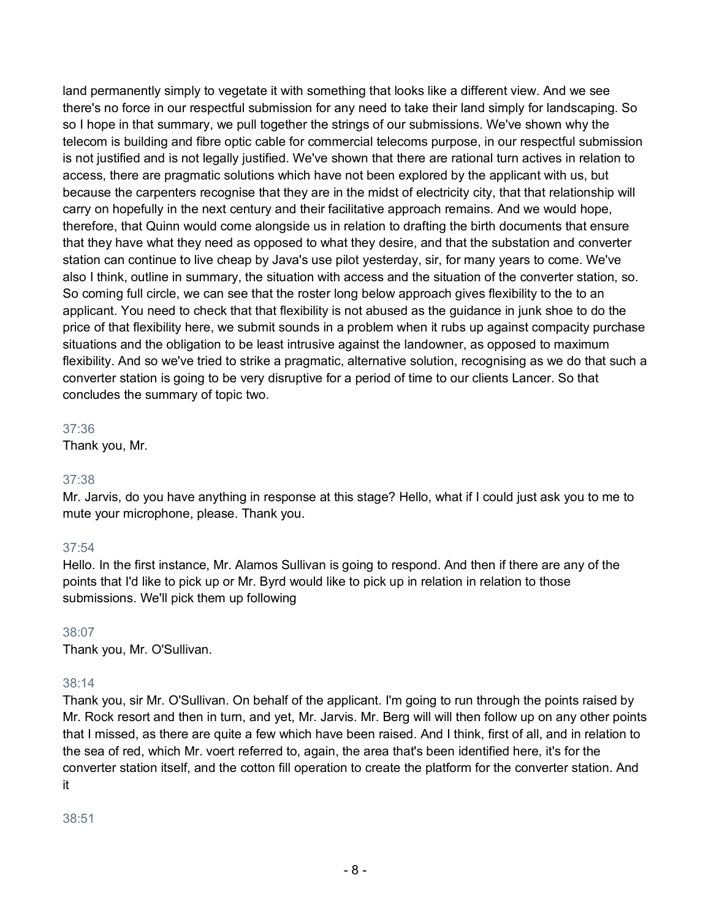land permanently simply to vegetate it with something that looks like a different view. And we see there's no force in our respectful submission for any need to take their land simply for landscaping. So so I hope in that summary, we pull together the strings of our submissions. We've shown why the telecom is building and fibre optic cable for commercial telecoms purpose, in our respectful submission is not justified and is not legally justified. We've shown that there are rational turn actives in relation to access, there are pragmatic solutions which have not been explored by the applicant with us, but because the carpenters recognise that they are in the midst of electricity city, that that relationship will carry on hopefully in the next century and their facilitative approach remains. And we would hope, therefore, that Quinn would come alongside us in relation to drafting the birth documents that ensure that they have what they need as opposed to what they desire, and that the substation and converter station can continue to live cheap by Java's use pilot yesterday, sir, for many years to come. We've also I think, outline in summary, the situation with access and the situation of the converter station, so. So coming full circle, we can see that the roster long below approach gives flexibility to the to an applicant. You need to check that that flexibility is not abused as the guidance in junk shoe to do the price of that flexibility here, we submit sounds in a problem when it rubs up against compacity purchase situations and the obligation to be least intrusive against the landowner, as opposed to maximum flexibility. And so we've tried to strike a pragmatic, alternative solution, recognising as we do that such a converter station is going to be very disruptive for a period of time to our clients Lancer. So that concludes the summary of topic two.

37:36
Thank you, Mr.

37:38
Mr. Jarvis, do you have anything in response at this stage? Hello, what if I could just ask you to me to mute your microphone, please. Thank you.

37:54
Hello. In the first instance, Mr. Alamos Sullivan is going to respond. And then if there are any of the points that I'd like to pick up or Mr. Byrd would like to pick up in relation in relation to those submissions. We'll pick them up following

38:07
Thank you, Mr. O'Sullivan.

38:14
Thank you, sir Mr. O'Sullivan. On behalf of the applicant. I'm going to run through the points raised by Mr. Rock resort and then in turn, and yet, Mr. Jarvis. Mr. Berg will will then follow up on any other points that I missed, as there are quite a few which have been raised. And I think, first of all, and in relation to the sea of red, which Mr. voert referred to, again, the area that's been identified here, it's for the converter station itself, and the cotton fill operation to create the platform for the converter station. And it

38:51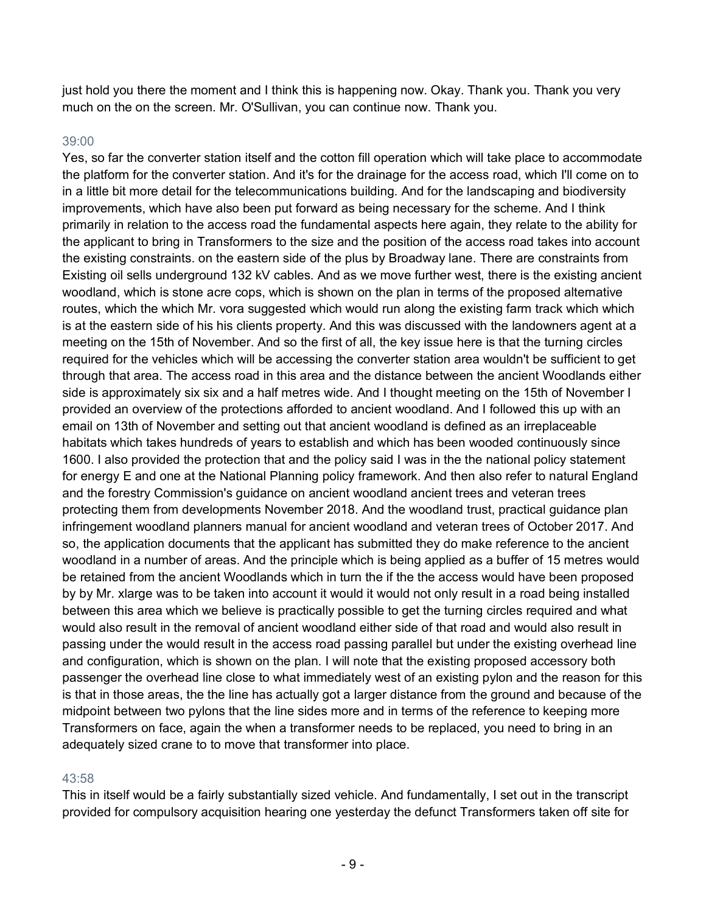just hold you there the moment and I think this is happening now. Okay. Thank you. Thank you very much on the on the screen. Mr. O'Sullivan, you can continue now. Thank you.

39:00

Yes, so far the converter station itself and the cotton fill operation which will take place to accommodate the platform for the converter station. And it's for the drainage for the access road, which I'll come on to in a little bit more detail for the telecommunications building. And for the landscaping and biodiversity improvements, which have also been put forward as being necessary for the scheme. And I think primarily in relation to the access road the fundamental aspects here again, they relate to the ability for the applicant to bring in Transformers to the size and the position of the access road takes into account the existing constraints. on the eastern side of the plus by Broadway lane. There are constraints from Existing oil sells underground 132 kV cables. And as we move further west, there is the existing ancient woodland, which is stone acre cops, which is shown on the plan in terms of the proposed alternative routes, which the which Mr. vora suggested which would run along the existing farm track which which is at the eastern side of his his clients property. And this was discussed with the landowners agent at a meeting on the 15th of November. And so the first of all, the key issue here is that the turning circles required for the vehicles which will be accessing the converter station area wouldn't be sufficient to get through that area. The access road in this area and the distance between the ancient Woodlands either side is approximately six six and a half metres wide. And I thought meeting on the 15th of November I provided an overview of the protections afforded to ancient woodland. And I followed this up with an email on 13th of November and setting out that ancient woodland is defined as an irreplaceable habitats which takes hundreds of years to establish and which has been wooded continuously since 1600. I also provided the protection that and the policy said I was in the the national policy statement for energy E and one at the National Planning policy framework. And then also refer to natural England and the forestry Commission's guidance on ancient woodland ancient trees and veteran trees protecting them from developments November 2018. And the woodland trust, practical guidance plan infringement woodland planners manual for ancient woodland and veteran trees of October 2017. And so, the application documents that the applicant has submitted they do make reference to the ancient woodland in a number of areas. And the principle which is being applied as a buffer of 15 metres would be retained from the ancient Woodlands which in turn the if the the access would have been proposed by by Mr. xlarge was to be taken into account it would it would not only result in a road being installed between this area which we believe is practically possible to get the turning circles required and what would also result in the removal of ancient woodland either side of that road and would also result in passing under the would result in the access road passing parallel but under the existing overhead line and configuration, which is shown on the plan. I will note that the existing proposed accessory both passenger the overhead line close to what immediately west of an existing pylon and the reason for this is that in those areas, the the line has actually got a larger distance from the ground and because of the midpoint between two pylons that the line sides more and in terms of the reference to keeping more Transformers on face, again the when a transformer needs to be replaced, you need to bring in an adequately sized crane to to move that transformer into place.

43:58

This in itself would be a fairly substantially sized vehicle. And fundamentally, I set out in the transcript provided for compulsory acquisition hearing one yesterday the defunct Transformers taken off site for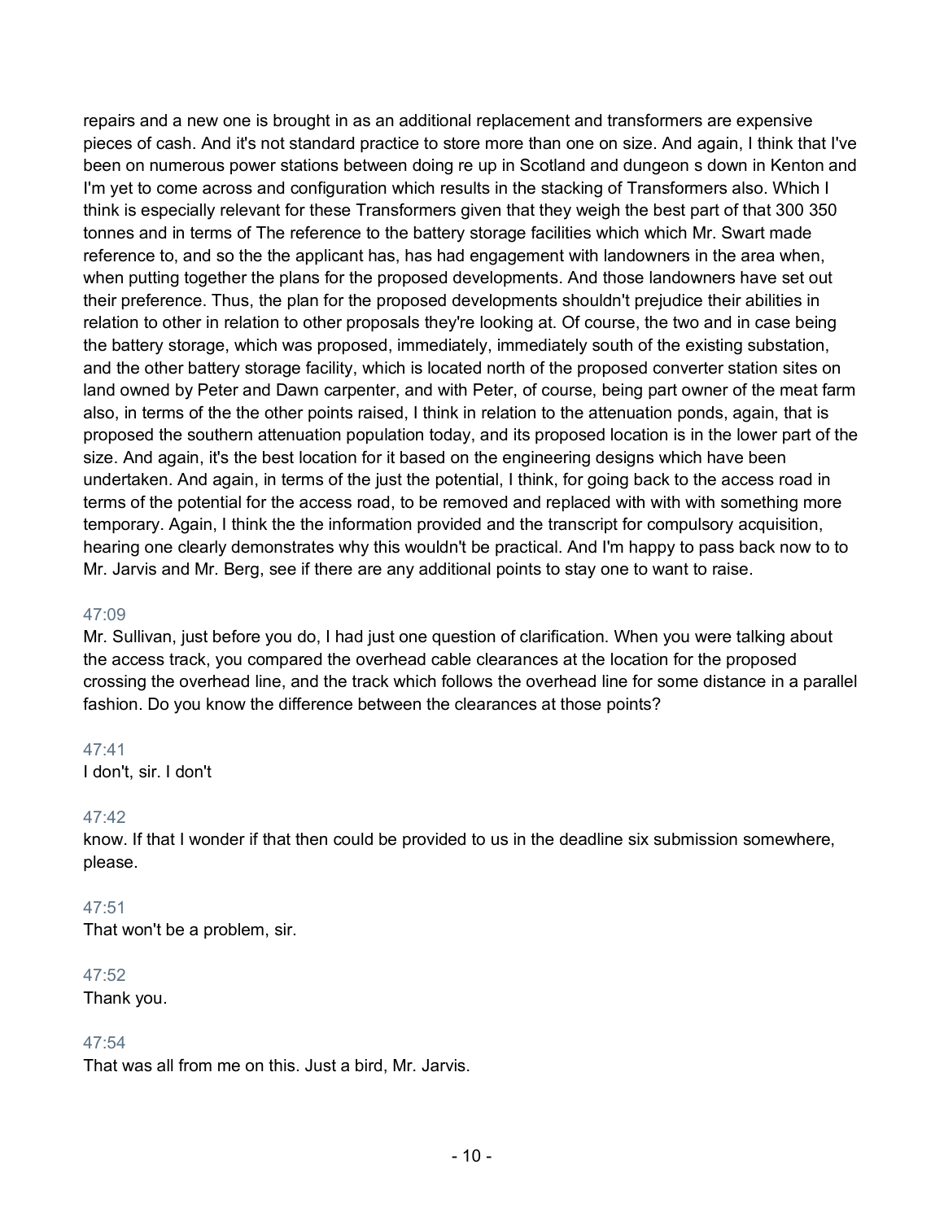repairs and a new one is brought in as an additional replacement and transformers are expensive pieces of cash. And it's not standard practice to store more than one on size. And again, I think that I've been on numerous power stations between doing re up in Scotland and dungeon s down in Kenton and I'm yet to come across and configuration which results in the stacking of Transformers also. Which I think is especially relevant for these Transformers given that they weigh the best part of that 300 350 tonnes and in terms of The reference to the battery storage facilities which which Mr. Swart made reference to, and so the the applicant has, has had engagement with landowners in the area when, when putting together the plans for the proposed developments. And those landowners have set out their preference. Thus, the plan for the proposed developments shouldn't prejudice their abilities in relation to other in relation to other proposals they're looking at. Of course, the two and in case being the battery storage, which was proposed, immediately, immediately south of the existing substation, and the other battery storage facility, which is located north of the proposed converter station sites on land owned by Peter and Dawn carpenter, and with Peter, of course, being part owner of the meat farm also, in terms of the the other points raised, I think in relation to the attenuation ponds, again, that is proposed the southern attenuation population today, and its proposed location is in the lower part of the size. And again, it's the best location for it based on the engineering designs which have been undertaken. And again, in terms of the just the potential, I think, for going back to the access road in terms of the potential for the access road, to be removed and replaced with with with something more temporary. Again, I think the the information provided and the transcript for compulsory acquisition, hearing one clearly demonstrates why this wouldn't be practical. And I'm happy to pass back now to to Mr. Jarvis and Mr. Berg, see if there are any additional points to stay one to want to raise.

47:09
Mr. Sullivan, just before you do, I had just one question of clarification. When you were talking about the access track, you compared the overhead cable clearances at the location for the proposed crossing the overhead line, and the track which follows the overhead line for some distance in a parallel fashion. Do you know the difference between the clearances at those points?

47:41
I don't, sir. I don't

47:42
know. If that I wonder if that then could be provided to us in the deadline six submission somewhere, please.

47:51
That won't be a problem, sir.

47:52
Thank you.

47:54
That was all from me on this. Just a bird, Mr. Jarvis.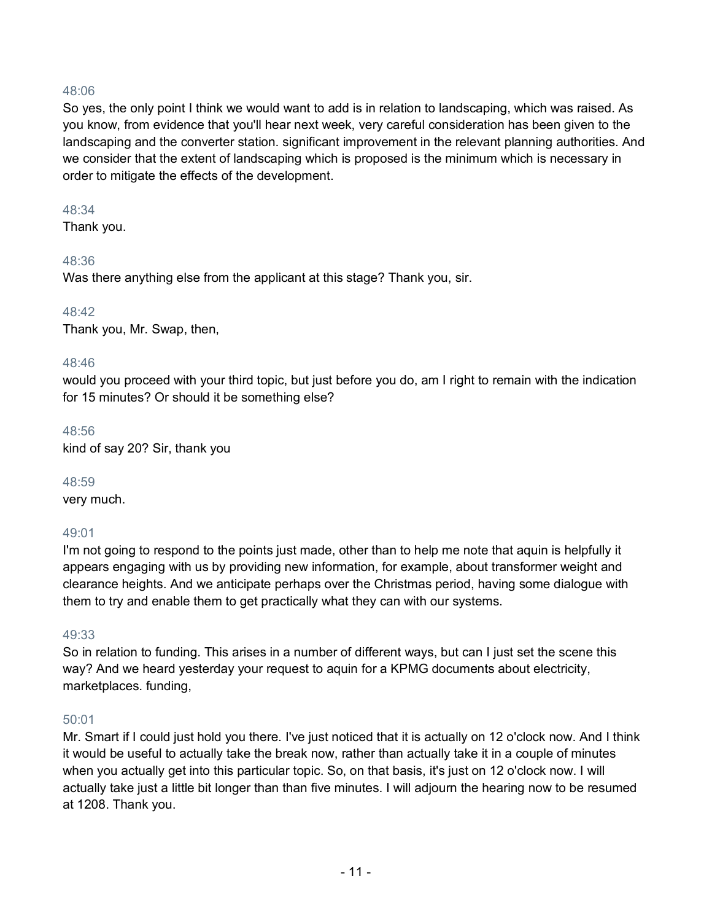48:06

So yes, the only point I think we would want to add is in relation to landscaping, which was raised. As you know, from evidence that you'll hear next week, very careful consideration has been given to the landscaping and the converter station. significant improvement in the relevant planning authorities. And we consider that the extent of landscaping which is proposed is the minimum which is necessary in order to mitigate the effects of the development.

48:34

Thank you.

48:36

Was there anything else from the applicant at this stage? Thank you, sir.

48:42

Thank you, Mr. Swap, then,

48:46

would you proceed with your third topic, but just before you do, am I right to remain with the indication for 15 minutes? Or should it be something else?

48:56

kind of say 20? Sir, thank you

48:59

very much.

49:01

I'm not going to respond to the points just made, other than to help me note that aquin is helpfully it appears engaging with us by providing new information, for example, about transformer weight and clearance heights. And we anticipate perhaps over the Christmas period, having some dialogue with them to try and enable them to get practically what they can with our systems.

49:33

So in relation to funding. This arises in a number of different ways, but can I just set the scene this way? And we heard yesterday your request to aquin for a KPMG documents about electricity, marketplaces. funding,

50:01

Mr. Smart if I could just hold you there. I've just noticed that it is actually on 12 o'clock now. And I think it would be useful to actually take the break now, rather than actually take it in a couple of minutes when you actually get into this particular topic. So, on that basis, it's just on 12 o'clock now. I will actually take just a little bit longer than than five minutes. I will adjourn the hearing now to be resumed at 1208. Thank you.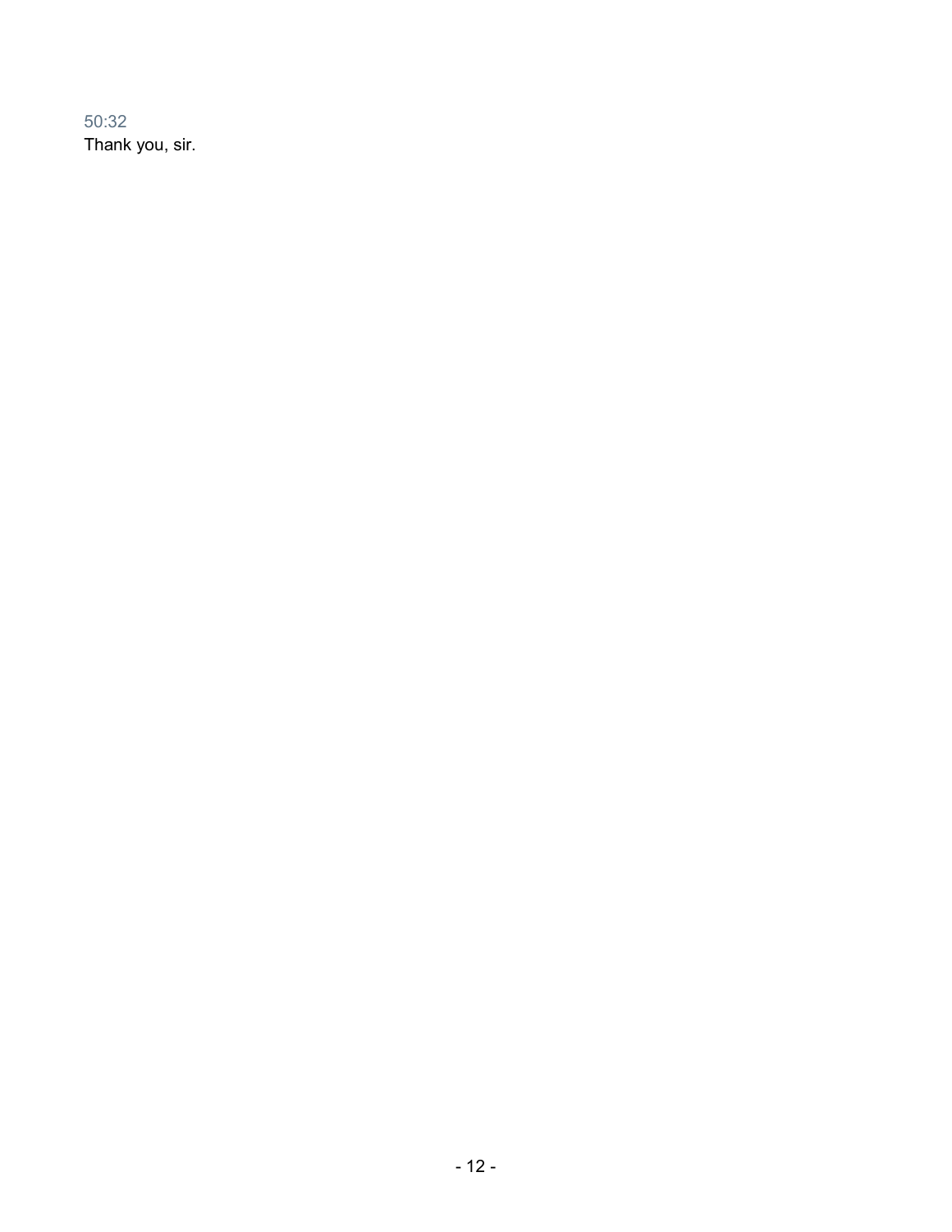50:32
Thank you, sir.